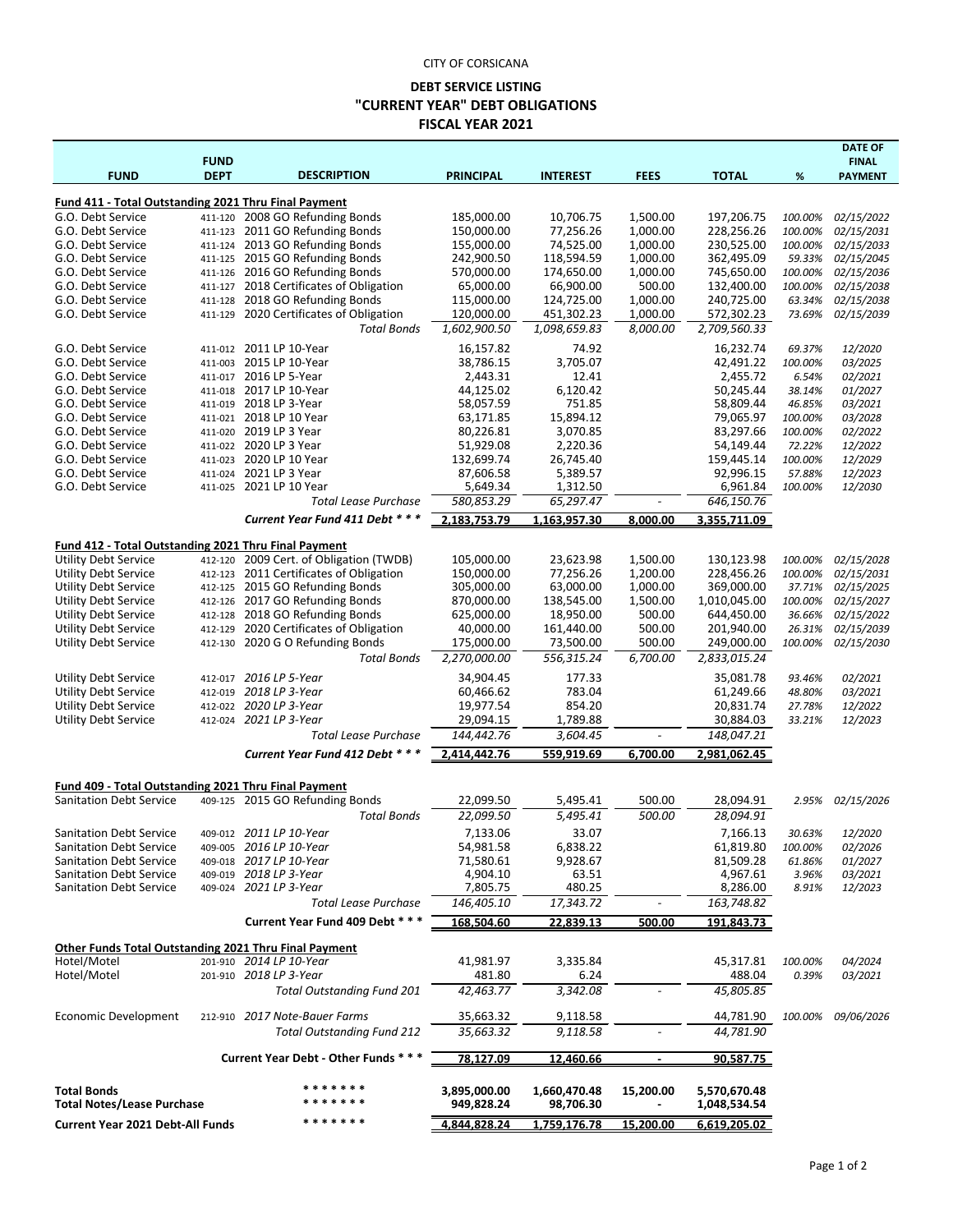CITY OF CORSICANA

**DEBT SERVICE LISTING**
**"CURRENT YEAR" DEBT OBLIGATIONS**
**FISCAL YEAR 2021**

| FUND | FUND DEPT | DESCRIPTION | PRINCIPAL | INTEREST | FEES | TOTAL | % | DATE OF FINAL PAYMENT |
|---|---|---|---|---|---|---|---|---|
| **Fund 411 - Total Outstanding 2021 Thru Final Payment** | | | | | | | | |
| G.O. Debt Service | 411-120 | 2008 GO Refunding Bonds | 185,000.00 | 10,706.75 | 1,500.00 | 197,206.75 | *100.00%* | *02/15/2022* |
| G.O. Debt Service | 411-123 | 2011 GO Refunding Bonds | 150,000.00 | 77,256.26 | 1,000.00 | 228,256.26 | *100.00%* | *02/15/2031* |
| G.O. Debt Service | 411-124 | 2013 GO Refunding Bonds | 155,000.00 | 74,525.00 | 1,000.00 | 230,525.00 | *100.00%* | *02/15/2033* |
| G.O. Debt Service | 411-125 | 2015 GO Refunding Bonds | 242,900.50 | 118,594.59 | 1,000.00 | 362,495.09 | *59.33%* | *02/15/2045* |
| G.O. Debt Service | 411-126 | 2016 GO Refunding Bonds | 570,000.00 | 174,650.00 | 1,000.00 | 745,650.00 | *100.00%* | *02/15/2036* |
| G.O. Debt Service | 411-127 | 2018 Certificates of Obligation | 65,000.00 | 66,900.00 | 500.00 | 132,400.00 | *100.00%* | *02/15/2038* |
| G.O. Debt Service | 411-128 | 2018 GO Refunding Bonds | 115,000.00 | 124,725.00 | 1,000.00 | 240,725.00 | *63.34%* | *02/15/2038* |
| G.O. Debt Service | 411-129 | 2020 Certificates of Obligation | 120,000.00 | 451,302.23 | 1,000.00 | 572,302.23 | *73.69%* | *02/15/2039* |
| | | *Total Bonds* | *1,602,900.50* | *1,098,659.83* | *8,000.00* | *2,709,560.33* | | |
| G.O. Debt Service | 411-012 | 2011 LP 10-Year | 16,157.82 | 74.92 | | 16,232.74 | *69.37%* | *12/2020* |
| G.O. Debt Service | 411-003 | 2015 LP 10-Year | 38,786.15 | 3,705.07 | | 42,491.22 | *100.00%* | *03/2025* |
| G.O. Debt Service | 411-017 | 2016 LP 5-Year | 2,443.31 | 12.41 | | 2,455.72 | *6.54%* | *02/2021* |
| G.O. Debt Service | 411-018 | 2017 LP 10-Year | 44,125.02 | 6,120.42 | | 50,245.44 | *38.14%* | *01/2027* |
| G.O. Debt Service | 411-019 | 2018 LP 3-Year | 58,057.59 | 751.85 | | 58,809.44 | *46.85%* | *03/2021* |
| G.O. Debt Service | 411-021 | 2018 LP 10 Year | 63,171.85 | 15,894.12 | | 79,065.97 | *100.00%* | *03/2028* |
| G.O. Debt Service | 411-020 | 2019 LP 3 Year | 80,226.81 | 3,070.85 | | 83,297.66 | *100.00%* | *02/2022* |
| G.O. Debt Service | 411-022 | 2020 LP 3 Year | 51,929.08 | 2,220.36 | | 54,149.44 | *72.22%* | *12/2022* |
| G.O. Debt Service | 411-023 | 2020 LP 10 Year | 132,699.74 | 26,745.40 | | 159,445.14 | *100.00%* | *12/2029* |
| G.O. Debt Service | 411-024 | 2021 LP 3 Year | 87,606.58 | 5,389.57 | | 92,996.15 | *57.88%* | *12/2023* |
| G.O. Debt Service | 411-025 | 2021 LP 10 Year | 5,649.34 | 1,312.50 | | 6,961.84 | *100.00%* | *12/2030* |
| | | *Total Lease Purchase* | *580,853.29* | *65,297.47* | *-* | *646,150.76* | | |
| | | ***Current Year Fund 411 Debt \* \* \**** | **2,183,753.79** | **1,163,957.30** | **8,000.00** | **3,355,711.09** | | |
| **Fund 412 - Total Outstanding 2021 Thru Final Payment** | | | | | | | | |
| Utility Debt Service | 412-120 | 2009 Cert. of Obligation (TWDB) | 105,000.00 | 23,623.98 | 1,500.00 | 130,123.98 | *100.00%* | *02/15/2028* |
| Utility Debt Service | 412-123 | 2011 Certificates of Obligation | 150,000.00 | 77,256.26 | 1,200.00 | 228,456.26 | *100.00%* | *02/15/2031* |
| Utility Debt Service | 412-125 | 2015 GO Refunding Bonds | 305,000.00 | 63,000.00 | 1,000.00 | 369,000.00 | *37.71%* | *02/15/2025* |
| Utility Debt Service | 412-126 | 2017 GO Refunding Bonds | 870,000.00 | 138,545.00 | 1,500.00 | 1,010,045.00 | *100.00%* | *02/15/2027* |
| Utility Debt Service | 412-128 | 2018 GO Refunding Bonds | 625,000.00 | 18,950.00 | 500.00 | 644,450.00 | *36.66%* | *02/15/2022* |
| Utility Debt Service | 412-129 | 2020 Certificates of Obligation | 40,000.00 | 161,440.00 | 500.00 | 201,940.00 | *26.31%* | *02/15/2039* |
| Utility Debt Service | 412-130 | 2020 G O Refunding Bonds | 175,000.00 | 73,500.00 | 500.00 | 249,000.00 | *100.00%* | *02/15/2030* |
| | | *Total Bonds* | *2,270,000.00* | *556,315.24* | *6,700.00* | *2,833,015.24* | | |
| Utility Debt Service | 412-017 | *2016 LP 5-Year* | 34,904.45 | 177.33 | | 35,081.78 | *93.46%* | *02/2021* |
| Utility Debt Service | 412-019 | *2018 LP 3-Year* | 60,466.62 | 783.04 | | 61,249.66 | *48.80%* | *03/2021* |
| Utility Debt Service | 412-022 | *2020 LP 3-Year* | 19,977.54 | 854.20 | | 20,831.74 | *27.78%* | *12/2022* |
| Utility Debt Service | 412-024 | *2021 LP 3-Year* | 29,094.15 | 1,789.88 | | 30,884.03 | *33.21%* | *12/2023* |
| | | *Total Lease Purchase* | *144,442.76* | *3,604.45* | *-* | *148,047.21* | | |
| | | ***Current Year Fund 412 Debt \* \* \**** | **2,414,442.76** | **559,919.69** | **6,700.00** | **2,981,062.45** | | |
| **Fund 409 - Total Outstanding 2021 Thru Final Payment** | | | | | | | | |
| Sanitation Debt Service | 409-125 | 2015 GO Refunding Bonds | 22,099.50 | 5,495.41 | 500.00 | 28,094.91 | *2.95%* | *02/15/2026* |
| | | *Total Bonds* | *22,099.50* | *5,495.41* | *500.00* | *28,094.91* | | |
| Sanitation Debt Service | 409-012 | *2011 LP 10-Year* | 7,133.06 | 33.07 | | 7,166.13 | *30.63%* | *12/2020* |
| Sanitation Debt Service | 409-005 | *2016 LP 10-Year* | 54,981.58 | 6,838.22 | | 61,819.80 | *100.00%* | *02/2026* |
| Sanitation Debt Service | 409-018 | *2017 LP 10-Year* | 71,580.61 | 9,928.67 | | 81,509.28 | *61.86%* | *01/2027* |
| Sanitation Debt Service | 409-019 | *2018 LP 3-Year* | 4,904.10 | 63.51 | | 4,967.61 | *3.96%* | *03/2021* |
| Sanitation Debt Service | 409-024 | *2021 LP 3-Year* | 7,805.75 | 480.25 | | 8,286.00 | *8.91%* | *12/2023* |
| | | *Total Lease Purchase* | *146,405.10* | *17,343.72* | *-* | *163,748.82* | | |
| | | **Current Year Fund 409 Debt \* \* \*** | **168,504.60** | **22,839.13** | **500.00** | **191,843.73** | | |
| **Other Funds Total Outstanding 2021 Thru Final Payment** | | | | | | | | |
| Hotel/Motel | 201-910 | *2014 LP 10-Year* | 41,981.97 | 3,335.84 | | 45,317.81 | *100.00%* | *04/2024* |
| Hotel/Motel | 201-910 | *2018 LP 3-Year* | 481.80 | 6.24 | | 488.04 | *0.39%* | *03/2021* |
| | | *Total Outstanding Fund 201* | *42,463.77* | *3,342.08* | *-* | *45,805.85* | | |
| Economic Development | 212-910 | *2017 Note-Bauer Farms* | 35,663.32 | 9,118.58 | | 44,781.90 | *100.00%* | *09/06/2026* |
| | | *Total Outstanding Fund 212* | *35,663.32* | *9,118.58* | *-* | *44,781.90* | | |
| | | **Current Year Debt - Other Funds \* \* \*** | **78,127.09** | **12,460.66** | **-** | **90,587.75** | | |
| **Total Bonds** | | **\* \* \* \* \* \* \*** | **3,895,000.00** | **1,660,470.48** | **15,200.00** | **5,570,670.48** | | |
| **Total Notes/Lease Purchase** | | **\* \* \* \* \* \* \*** | **949,828.24** | **98,706.30** | **-** | **1,048,534.54** | | |
| **Current Year 2021 Debt-All Funds** | | **\* \* \* \* \* \* \*** | **4,844,828.24** | **1,759,176.78** | **15,200.00** | **6,619,205.02** | | |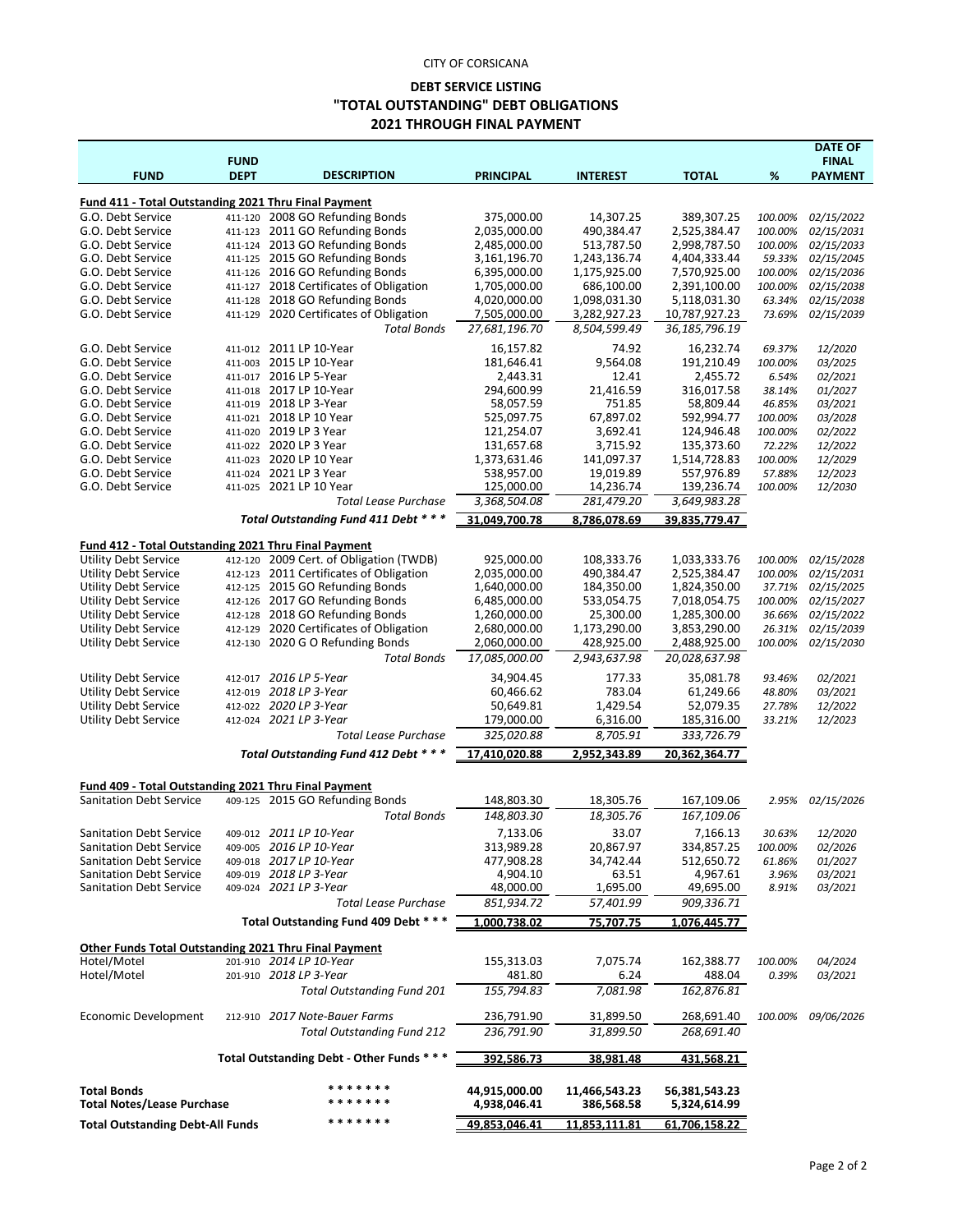CITY OF CORSICANA

**DEBT SERVICE LISTING**
**"TOTAL OUTSTANDING" DEBT OBLIGATIONS**
**2021 THROUGH FINAL PAYMENT**

| FUND | FUND DEPT | DESCRIPTION | PRINCIPAL | INTEREST | TOTAL | % | DATE OF FINAL PAYMENT |
|---|---|---|---|---|---|---|---|
| **Fund 411 - Total Outstanding 2021 Thru Final Payment** | | | | | | | |
| G.O. Debt Service | 411-120 | 2008 GO Refunding Bonds | 375,000.00 | 14,307.25 | 389,307.25 | 100.00% | 02/15/2022 |
| G.O. Debt Service | 411-123 | 2011 GO Refunding Bonds | 2,035,000.00 | 490,384.47 | 2,525,384.47 | 100.00% | 02/15/2031 |
| G.O. Debt Service | 411-124 | 2013 GO Refunding Bonds | 2,485,000.00 | 513,787.50 | 2,998,787.50 | 100.00% | 02/15/2033 |
| G.O. Debt Service | 411-125 | 2015 GO Refunding Bonds | 3,161,196.70 | 1,243,136.74 | 4,404,333.44 | 59.33% | 02/15/2045 |
| G.O. Debt Service | 411-126 | 2016 GO Refunding Bonds | 6,395,000.00 | 1,175,925.00 | 7,570,925.00 | 100.00% | 02/15/2036 |
| G.O. Debt Service | 411-127 | 2018 Certificates of Obligation | 1,705,000.00 | 686,100.00 | 2,391,100.00 | 100.00% | 02/15/2038 |
| G.O. Debt Service | 411-128 | 2018 GO Refunding Bonds | 4,020,000.00 | 1,098,031.30 | 5,118,031.30 | 63.34% | 02/15/2038 |
| G.O. Debt Service | 411-129 | 2020 Certificates of Obligation | 7,505,000.00 | 3,282,927.23 | 10,787,927.23 | 73.69% | 02/15/2039 |
| | | *Total Bonds* | *27,681,196.70* | *8,504,599.49* | *36,185,796.19* | | |
| G.O. Debt Service | 411-012 | 2011 LP 10-Year | 16,157.82 | 74.92 | 16,232.74 | 69.37% | 12/2020 |
| G.O. Debt Service | 411-003 | 2015 LP 10-Year | 181,646.41 | 9,564.08 | 191,210.49 | 100.00% | 03/2025 |
| G.O. Debt Service | 411-017 | 2016 LP 5-Year | 2,443.31 | 12.41 | 2,455.72 | 6.54% | 02/2021 |
| G.O. Debt Service | 411-018 | 2017 LP 10-Year | 294,600.99 | 21,416.59 | 316,017.58 | 38.14% | 01/2027 |
| G.O. Debt Service | 411-019 | 2018 LP 3-Year | 58,057.59 | 751.85 | 58,809.44 | 46.85% | 03/2021 |
| G.O. Debt Service | 411-021 | 2018 LP 10 Year | 525,097.75 | 67,897.02 | 592,994.77 | 100.00% | 03/2028 |
| G.O. Debt Service | 411-020 | 2019 LP 3 Year | 121,254.07 | 3,692.41 | 124,946.48 | 100.00% | 02/2022 |
| G.O. Debt Service | 411-022 | 2020 LP 3 Year | 131,657.68 | 3,715.92 | 135,373.60 | 72.22% | 12/2022 |
| G.O. Debt Service | 411-023 | 2020 LP 10 Year | 1,373,631.46 | 141,097.37 | 1,514,728.83 | 100.00% | 12/2029 |
| G.O. Debt Service | 411-024 | 2021 LP 3 Year | 538,957.00 | 19,019.89 | 557,976.89 | 57.88% | 12/2023 |
| G.O. Debt Service | 411-025 | 2021 LP 10 Year | 125,000.00 | 14,236.74 | 139,236.74 | 100.00% | 12/2030 |
| | | *Total Lease Purchase* | *3,368,504.08* | *281,479.20* | *3,649,983.28* | | |
| | | ***Total Outstanding Fund 411 Debt \* \* \**** | **31,049,700.78** | **8,786,078.69** | **39,835,779.47** | | |
| **Fund 412 - Total Outstanding 2021 Thru Final Payment** | | | | | | | |
| Utility Debt Service | 412-120 | 2009 Cert. of Obligation (TWDB) | 925,000.00 | 108,333.76 | 1,033,333.76 | 100.00% | 02/15/2028 |
| Utility Debt Service | 412-123 | 2011 Certificates of Obligation | 2,035,000.00 | 490,384.47 | 2,525,384.47 | 100.00% | 02/15/2031 |
| Utility Debt Service | 412-125 | 2015 GO Refunding Bonds | 1,640,000.00 | 184,350.00 | 1,824,350.00 | 37.71% | 02/15/2025 |
| Utility Debt Service | 412-126 | 2017 GO Refunding Bonds | 6,485,000.00 | 533,054.75 | 7,018,054.75 | 100.00% | 02/15/2027 |
| Utility Debt Service | 412-128 | 2018 GO Refunding Bonds | 1,260,000.00 | 25,300.00 | 1,285,300.00 | 36.66% | 02/15/2022 |
| Utility Debt Service | 412-129 | 2020 Certificates of Obligation | 2,680,000.00 | 1,173,290.00 | 3,853,290.00 | 26.31% | 02/15/2039 |
| Utility Debt Service | 412-130 | 2020 G O Refunding Bonds | 2,060,000.00 | 428,925.00 | 2,488,925.00 | 100.00% | 02/15/2030 |
| | | *Total Bonds* | *17,085,000.00* | *2,943,637.98* | *20,028,637.98* | | |
| Utility Debt Service | 412-017 | *2016 LP 5-Year* | 34,904.45 | 177.33 | 35,081.78 | 93.46% | 02/2021 |
| Utility Debt Service | 412-019 | *2018 LP 3-Year* | 60,466.62 | 783.04 | 61,249.66 | 48.80% | 03/2021 |
| Utility Debt Service | 412-022 | *2020 LP 3-Year* | 50,649.81 | 1,429.54 | 52,079.35 | 27.78% | 12/2022 |
| Utility Debt Service | 412-024 | *2021 LP 3-Year* | 179,000.00 | 6,316.00 | 185,316.00 | 33.21% | 12/2023 |
| | | *Total Lease Purchase* | *325,020.88* | *8,705.91* | *333,726.79* | | |
| | | ***Total Outstanding Fund 412 Debt \* \* \**** | **17,410,020.88** | **2,952,343.89** | **20,362,364.77** | | |
| **Fund 409 - Total Outstanding 2021 Thru Final Payment** | | | | | | | |
| Sanitation Debt Service | 409-125 | 2015 GO Refunding Bonds | 148,803.30 | 18,305.76 | 167,109.06 | 2.95% | 02/15/2026 |
| | | *Total Bonds* | *148,803.30* | *18,305.76* | *167,109.06* | | |
| Sanitation Debt Service | 409-012 | *2011 LP 10-Year* | 7,133.06 | 33.07 | 7,166.13 | 30.63% | 12/2020 |
| Sanitation Debt Service | 409-005 | *2016 LP 10-Year* | 313,989.28 | 20,867.97 | 334,857.25 | 100.00% | 02/2026 |
| Sanitation Debt Service | 409-018 | *2017 LP 10-Year* | 477,908.28 | 34,742.44 | 512,650.72 | 61.86% | 01/2027 |
| Sanitation Debt Service | 409-019 | *2018 LP 3-Year* | 4,904.10 | 63.51 | 4,967.61 | 3.96% | 03/2021 |
| Sanitation Debt Service | 409-024 | *2021 LP 3-Year* | 48,000.00 | 1,695.00 | 49,695.00 | 8.91% | 03/2021 |
| | | *Total Lease Purchase* | *851,934.72* | *57,401.99* | *909,336.71* | | |
| | | **Total Outstanding Fund 409 Debt \* \* \*** | **1,000,738.02** | **75,707.75** | **1,076,445.77** | | |
| **Other Funds Total Outstanding 2021 Thru Final Payment** | | | | | | | |
| Hotel/Motel | 201-910 | *2014 LP 10-Year* | 155,313.03 | 7,075.74 | 162,388.77 | 100.00% | 04/2024 |
| Hotel/Motel | 201-910 | *2018 LP 3-Year* | 481.80 | 6.24 | 488.04 | 0.39% | 03/2021 |
| | | *Total Outstanding Fund 201* | *155,794.83* | *7,081.98* | *162,876.81* | | |
| Economic Development | 212-910 | *2017 Note-Bauer Farms* | 236,791.90 | 31,899.50 | 268,691.40 | 100.00% | 09/06/2026 |
| | | *Total Outstanding Fund 212* | *236,791.90* | *31,899.50* | *268,691.40* | | |
| | | **Total Outstanding Debt - Other Funds \* \* \*** | **392,586.73** | **38,981.48** | **431,568.21** | | |
| **Total Bonds** | | \* \* \* \* \* \* \* | 44,915,000.00 | 11,466,543.23 | 56,381,543.23 | | |
| **Total Notes/Lease Purchase** | | \* \* \* \* \* \* \* | 4,938,046.41 | 386,568.58 | 5,324,614.99 | | |
| **Total Outstanding Debt-All Funds** | | \* \* \* \* \* \* \* | **49,853,046.41** | **11,853,111.81** | **61,706,158.22** | | |